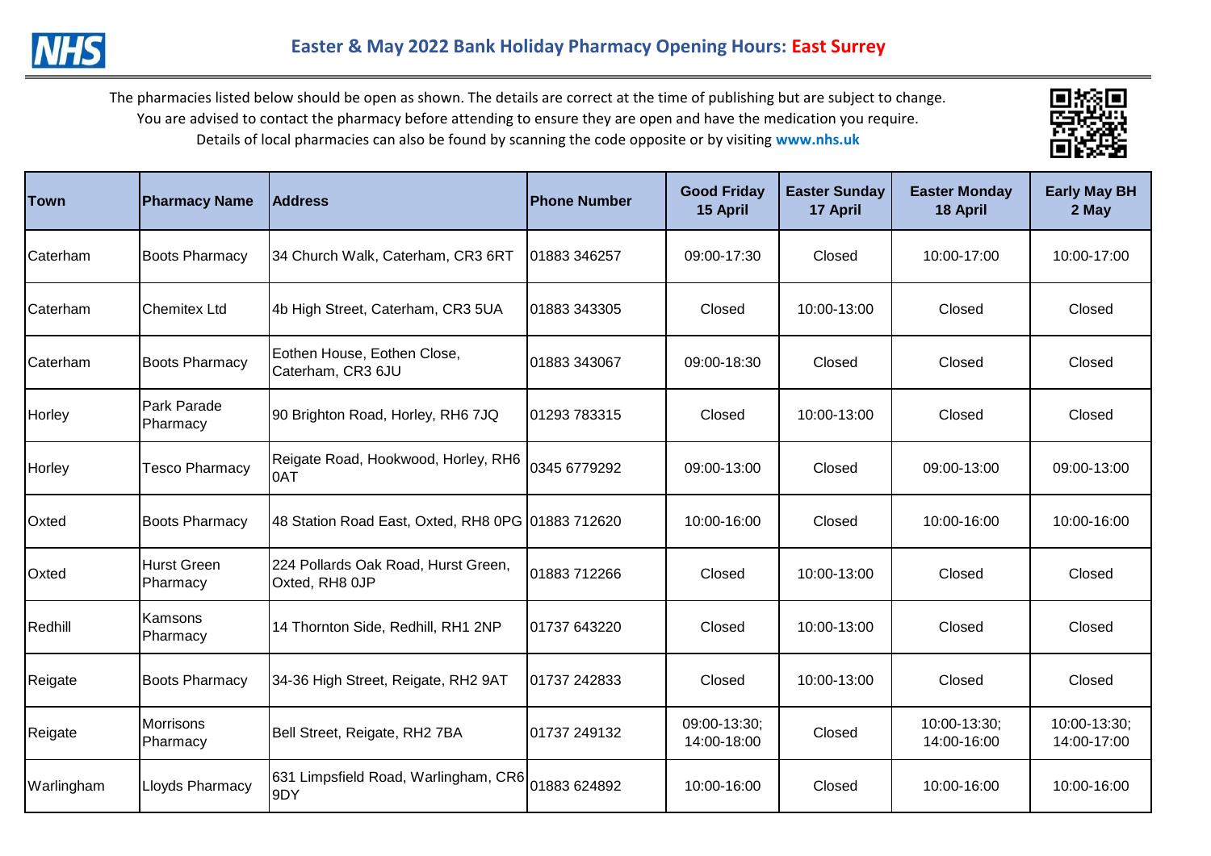# Easter & May 2022 Bank Holiday Pharmacy Opening Hours: East Surrey

The pharmacies listed below should be open as shown. The details are correct at the time of publishing but are subject to change. You are advised to contact the pharmacy before attending to ensure they are open and have the medication you require. Details of local pharmacies can also be found by scanning the code opposite or by visiting **www.nhs.uk**

| Town | Pharmacy Name | Address | Phone Number | Good Friday 15 April | Easter Sunday 17 April | Easter Monday 18 April | Early May BH 2 May |
|---|---|---|---|---|---|---|---|
| Caterham | Boots Pharmacy | 34 Church Walk, Caterham, CR3 6RT | 01883 346257 | 09:00-17:30 | Closed | 10:00-17:00 | 10:00-17:00 |
| Caterham | Chemitex Ltd | 4b High Street, Caterham, CR3 5UA | 01883 343305 | Closed | 10:00-13:00 | Closed | Closed |
| Caterham | Boots Pharmacy | Eothen House, Eothen Close, Caterham, CR3 6JU | 01883 343067 | 09:00-18:30 | Closed | Closed | Closed |
| Horley | Park Parade Pharmacy | 90 Brighton Road, Horley, RH6 7JQ | 01293 783315 | Closed | 10:00-13:00 | Closed | Closed |
| Horley | Tesco Pharmacy | Reigate Road, Hookwood, Horley, RH6 0AT | 0345 6779292 | 09:00-13:00 | Closed | 09:00-13:00 | 09:00-13:00 |
| Oxted | Boots Pharmacy | 48 Station Road East, Oxted, RH8 0PG | 01883 712620 | 10:00-16:00 | Closed | 10:00-16:00 | 10:00-16:00 |
| Oxted | Hurst Green Pharmacy | 224 Pollards Oak Road, Hurst Green, Oxted, RH8 0JP | 01883 712266 | Closed | 10:00-13:00 | Closed | Closed |
| Redhill | Kamsons Pharmacy | 14 Thornton Side, Redhill, RH1 2NP | 01737 643220 | Closed | 10:00-13:00 | Closed | Closed |
| Reigate | Boots Pharmacy | 34-36 High Street, Reigate, RH2 9AT | 01737 242833 | Closed | 10:00-13:00 | Closed | Closed |
| Reigate | Morrisons Pharmacy | Bell Street, Reigate, RH2 7BA | 01737 249132 | 09:00-13:30; 14:00-18:00 | Closed | 10:00-13:30; 14:00-16:00 | 10:00-13:30; 14:00-17:00 |
| Warlingham | Lloyds Pharmacy | 631 Limpsfield Road, Warlingham, CR6 9DY | 01883 624892 | 10:00-16:00 | Closed | 10:00-16:00 | 10:00-16:00 |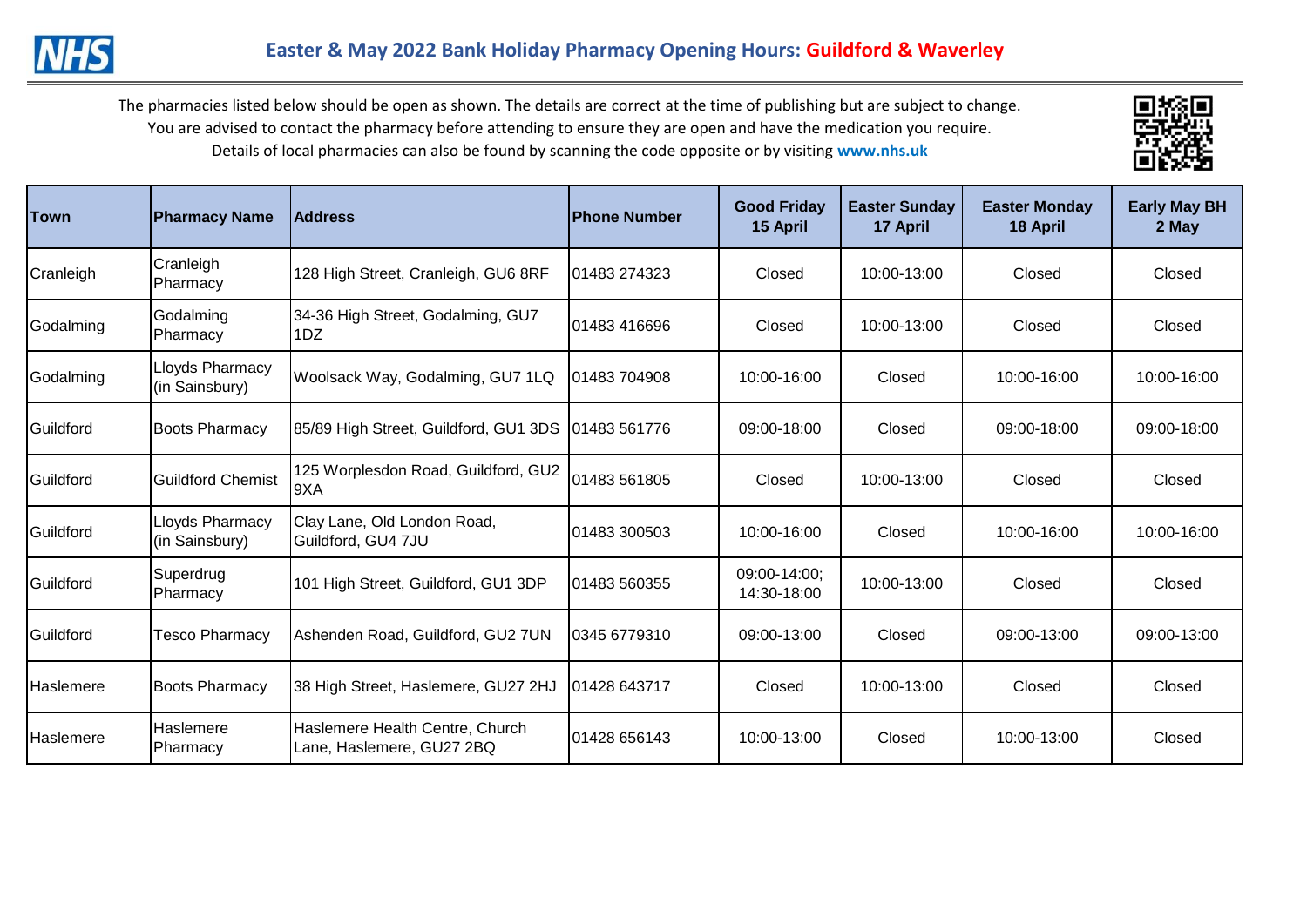# Easter & May 2022 Bank Holiday Pharmacy Opening Hours: Guildford & Waverley

The pharmacies listed below should be open as shown. The details are correct at the time of publishing but are subject to change.
You are advised to contact the pharmacy before attending to ensure they are open and have the medication you require.
Details of local pharmacies can also be found by scanning the code opposite or by visiting **www.nhs.uk**

| Town | Pharmacy Name | Address | Phone Number | Good Friday 15 April | Easter Sunday 17 April | Easter Monday 18 April | Early May BH 2 May |
|---|---|---|---|---|---|---|---|
| Cranleigh | Cranleigh Pharmacy | 128 High Street, Cranleigh, GU6 8RF | 01483 274323 | Closed | 10:00-13:00 | Closed | Closed |
| Godalming | Godalming Pharmacy | 34-36 High Street, Godalming, GU7 1DZ | 01483 416696 | Closed | 10:00-13:00 | Closed | Closed |
| Godalming | Lloyds Pharmacy (in Sainsbury) | Woolsack Way, Godalming, GU7 1LQ | 01483 704908 | 10:00-16:00 | Closed | 10:00-16:00 | 10:00-16:00 |
| Guildford | Boots Pharmacy | 85/89 High Street, Guildford, GU1 3DS | 01483 561776 | 09:00-18:00 | Closed | 09:00-18:00 | 09:00-18:00 |
| Guildford | Guildford Chemist | 125 Worplesdon Road, Guildford, GU2 9XA | 01483 561805 | Closed | 10:00-13:00 | Closed | Closed |
| Guildford | Lloyds Pharmacy (in Sainsbury) | Clay Lane, Old London Road, Guildford, GU4 7JU | 01483 300503 | 10:00-16:00 | Closed | 10:00-16:00 | 10:00-16:00 |
| Guildford | Superdrug Pharmacy | 101 High Street, Guildford, GU1 3DP | 01483 560355 | 09:00-14:00; 14:30-18:00 | 10:00-13:00 | Closed | Closed |
| Guildford | Tesco Pharmacy | Ashenden Road, Guildford, GU2 7UN | 0345 6779310 | 09:00-13:00 | Closed | 09:00-13:00 | 09:00-13:00 |
| Haslemere | Boots Pharmacy | 38 High Street, Haslemere, GU27 2HJ | 01428 643717 | Closed | 10:00-13:00 | Closed | Closed |
| Haslemere | Haslemere Pharmacy | Haslemere Health Centre, Church Lane, Haslemere, GU27 2BQ | 01428 656143 | 10:00-13:00 | Closed | 10:00-13:00 | Closed |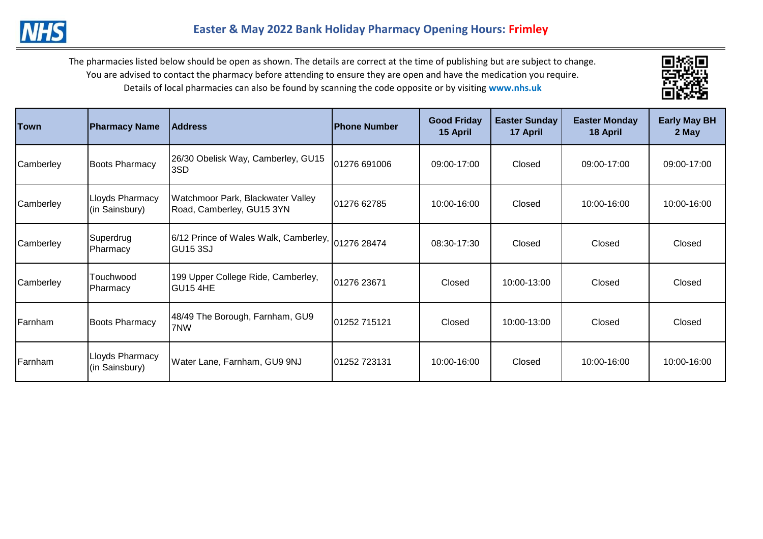# Easter & May 2022 Bank Holiday Pharmacy Opening Hours: Frimley

The pharmacies listed below should be open as shown. The details are correct at the time of publishing but are subject to change. You are advised to contact the pharmacy before attending to ensure they are open and have the medication you require. Details of local pharmacies can also be found by scanning the code opposite or by visiting **www.nhs.uk**

| Town | Pharmacy Name | Address | Phone Number | Good Friday 15 April | Easter Sunday 17 April | Easter Monday 18 April | Early May BH 2 May |
|---|---|---|---|---|---|---|---|
| Camberley | Boots Pharmacy | 26/30 Obelisk Way, Camberley, GU15 3SD | 01276 691006 | 09:00-17:00 | Closed | 09:00-17:00 | 09:00-17:00 |
| Camberley | Lloyds Pharmacy (in Sainsbury) | Watchmoor Park, Blackwater Valley Road, Camberley, GU15 3YN | 01276 62785 | 10:00-16:00 | Closed | 10:00-16:00 | 10:00-16:00 |
| Camberley | Superdrug Pharmacy | 6/12 Prince of Wales Walk, Camberley, GU15 3SJ | 01276 28474 | 08:30-17:30 | Closed | Closed | Closed |
| Camberley | Touchwood Pharmacy | 199 Upper College Ride, Camberley, GU15 4HE | 01276 23671 | Closed | 10:00-13:00 | Closed | Closed |
| Farnham | Boots Pharmacy | 48/49 The Borough, Farnham, GU9 7NW | 01252 715121 | Closed | 10:00-13:00 | Closed | Closed |
| Farnham | Lloyds Pharmacy (in Sainsbury) | Water Lane, Farnham, GU9 9NJ | 01252 723131 | 10:00-16:00 | Closed | 10:00-16:00 | 10:00-16:00 |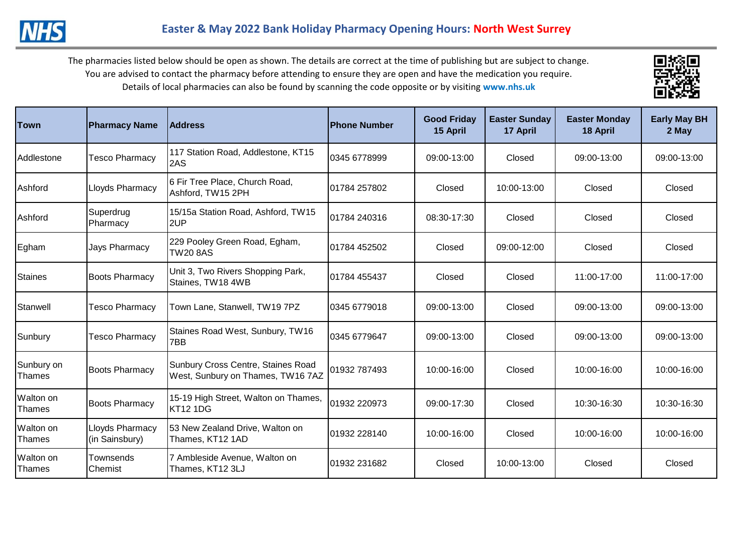## Easter & May 2022 Bank Holiday Pharmacy Opening Hours: North West Surrey

The pharmacies listed below should be open as shown. The details are correct at the time of publishing but are subject to change. You are advised to contact the pharmacy before attending to ensure they are open and have the medication you require. Details of local pharmacies can also be found by scanning the code opposite or by visiting **www.nhs.uk**

| Town | Pharmacy Name | Address | Phone Number | Good Friday 15 April | Easter Sunday 17 April | Easter Monday 18 April | Early May BH 2 May |
|---|---|---|---|---|---|---|---|
| Addlestone | Tesco Pharmacy | 117 Station Road, Addlestone, KT15 2AS | 0345 6778999 | 09:00-13:00 | Closed | 09:00-13:00 | 09:00-13:00 |
| Ashford | Lloyds Pharmacy | 6 Fir Tree Place, Church Road, Ashford, TW15 2PH | 01784 257802 | Closed | 10:00-13:00 | Closed | Closed |
| Ashford | Superdrug Pharmacy | 15/15a Station Road, Ashford, TW15 2UP | 01784 240316 | 08:30-17:30 | Closed | Closed | Closed |
| Egham | Jays Pharmacy | 229 Pooley Green Road, Egham, TW20 8AS | 01784 452502 | Closed | 09:00-12:00 | Closed | Closed |
| Staines | Boots Pharmacy | Unit 3, Two Rivers Shopping Park, Staines, TW18 4WB | 01784 455437 | Closed | Closed | 11:00-17:00 | 11:00-17:00 |
| Stanwell | Tesco Pharmacy | Town Lane, Stanwell, TW19 7PZ | 0345 6779018 | 09:00-13:00 | Closed | 09:00-13:00 | 09:00-13:00 |
| Sunbury | Tesco Pharmacy | Staines Road West, Sunbury, TW16 7BB | 0345 6779647 | 09:00-13:00 | Closed | 09:00-13:00 | 09:00-13:00 |
| Sunbury on Thames | Boots Pharmacy | Sunbury Cross Centre, Staines Road West, Sunbury on Thames, TW16 7AZ | 01932 787493 | 10:00-16:00 | Closed | 10:00-16:00 | 10:00-16:00 |
| Walton on Thames | Boots Pharmacy | 15-19 High Street, Walton on Thames, KT12 1DG | 01932 220973 | 09:00-17:30 | Closed | 10:30-16:30 | 10:30-16:30 |
| Walton on Thames | Lloyds Pharmacy (in Sainsbury) | 53 New Zealand Drive, Walton on Thames, KT12 1AD | 01932 228140 | 10:00-16:00 | Closed | 10:00-16:00 | 10:00-16:00 |
| Walton on Thames | Townsends Chemist | 7 Ambleside Avenue, Walton on Thames, KT12 3LJ | 01932 231682 | Closed | 10:00-13:00 | Closed | Closed |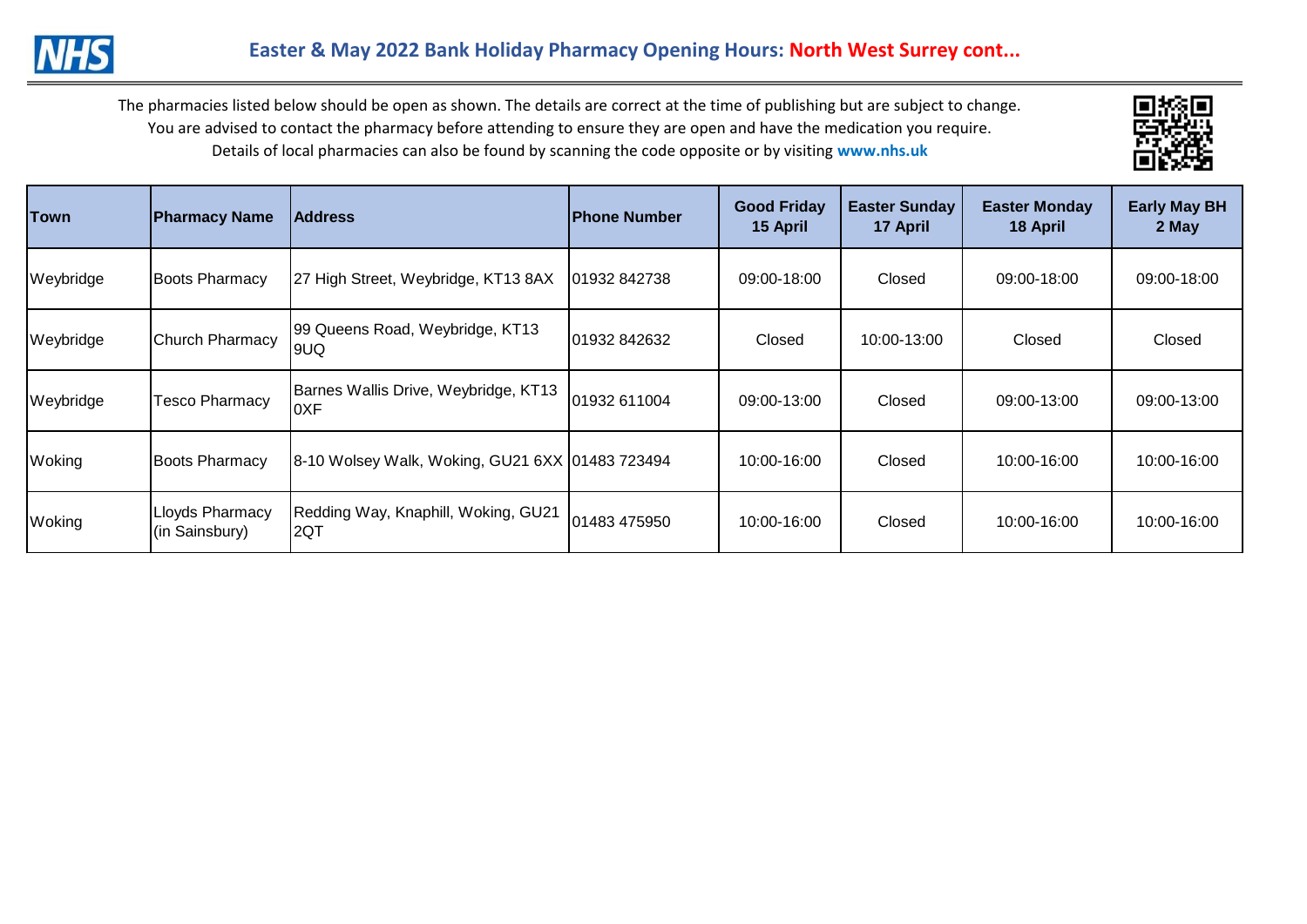# Easter & May 2022 Bank Holiday Pharmacy Opening Hours: North West Surrey cont...

The pharmacies listed below should be open as shown. The details are correct at the time of publishing but are subject to change.
You are advised to contact the pharmacy before attending to ensure they are open and have the medication you require.
Details of local pharmacies can also be found by scanning the code opposite or by visiting **www.nhs.uk**

| Town | Pharmacy Name | Address | Phone Number | Good Friday 15 April | Easter Sunday 17 April | Easter Monday 18 April | Early May BH 2 May |
|---|---|---|---|---|---|---|---|
| Weybridge | Boots Pharmacy | 27 High Street, Weybridge, KT13 8AX | 01932 842738 | 09:00-18:00 | Closed | 09:00-18:00 | 09:00-18:00 |
| Weybridge | Church Pharmacy | 99 Queens Road, Weybridge, KT13 9UQ | 01932 842632 | Closed | 10:00-13:00 | Closed | Closed |
| Weybridge | Tesco Pharmacy | Barnes Wallis Drive, Weybridge, KT13 0XF | 01932 611004 | 09:00-13:00 | Closed | 09:00-13:00 | 09:00-13:00 |
| Woking | Boots Pharmacy | 8-10 Wolsey Walk, Woking, GU21 6XX | 01483 723494 | 10:00-16:00 | Closed | 10:00-16:00 | 10:00-16:00 |
| Woking | Lloyds Pharmacy (in Sainsbury) | Redding Way, Knaphill, Woking, GU21 2QT | 01483 475950 | 10:00-16:00 | Closed | 10:00-16:00 | 10:00-16:00 |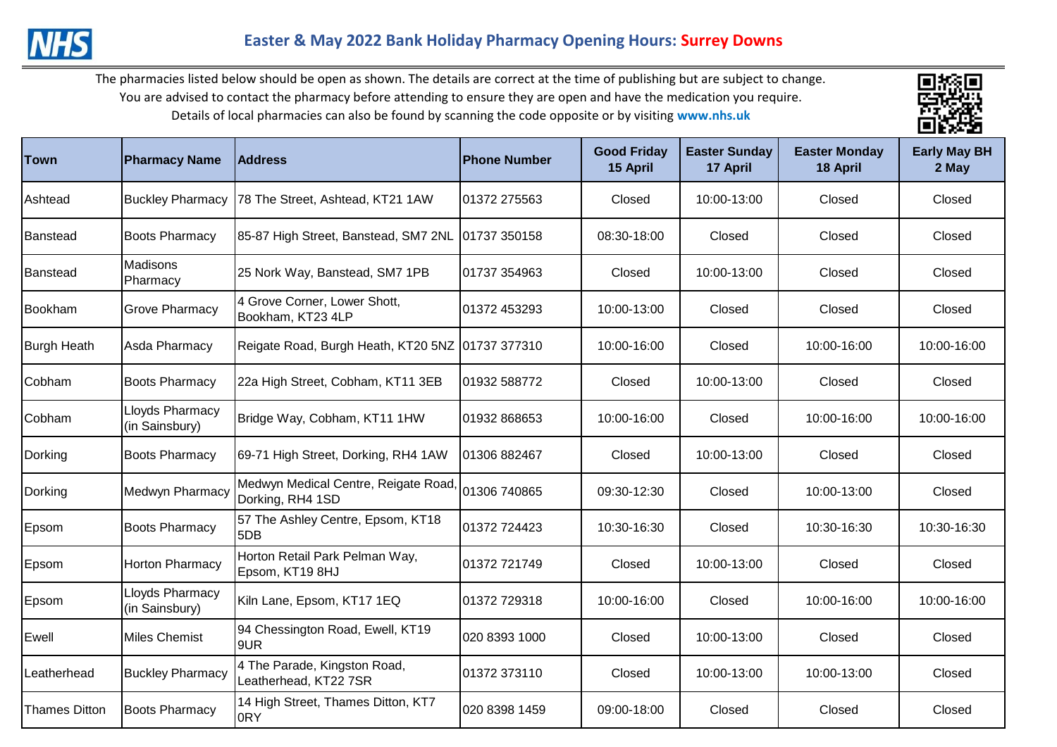# Easter & May 2022 Bank Holiday Pharmacy Opening Hours: Surrey Downs

The pharmacies listed below should be open as shown. The details are correct at the time of publishing but are subject to change.
You are advised to contact the pharmacy before attending to ensure they are open and have the medication you require.
Details of local pharmacies can also be found by scanning the code opposite or by visiting **www.nhs.uk**

| Town | Pharmacy Name | Address | Phone Number | Good Friday 15 April | Easter Sunday 17 April | Easter Monday 18 April | Early May BH 2 May |
|---|---|---|---|---|---|---|---|
| Ashtead | Buckley Pharmacy | 78 The Street, Ashtead, KT21 1AW | 01372 275563 | Closed | 10:00-13:00 | Closed | Closed |
| Banstead | Boots Pharmacy | 85-87 High Street, Banstead, SM7 2NL | 01737 350158 | 08:30-18:00 | Closed | Closed | Closed |
| Banstead | Madisons Pharmacy | 25 Nork Way, Banstead, SM7 1PB | 01737 354963 | Closed | 10:00-13:00 | Closed | Closed |
| Bookham | Grove Pharmacy | 4 Grove Corner, Lower Shott, Bookham, KT23 4LP | 01372 453293 | 10:00-13:00 | Closed | Closed | Closed |
| Burgh Heath | Asda Pharmacy | Reigate Road, Burgh Heath, KT20 5NZ | 01737 377310 | 10:00-16:00 | Closed | 10:00-16:00 | 10:00-16:00 |
| Cobham | Boots Pharmacy | 22a High Street, Cobham, KT11 3EB | 01932 588772 | Closed | 10:00-13:00 | Closed | Closed |
| Cobham | Lloyds Pharmacy (in Sainsbury) | Bridge Way, Cobham, KT11 1HW | 01932 868653 | 10:00-16:00 | Closed | 10:00-16:00 | 10:00-16:00 |
| Dorking | Boots Pharmacy | 69-71 High Street, Dorking, RH4 1AW | 01306 882467 | Closed | 10:00-13:00 | Closed | Closed |
| Dorking | Medwyn Pharmacy | Medwyn Medical Centre, Reigate Road, Dorking, RH4 1SD | 01306 740865 | 09:30-12:30 | Closed | 10:00-13:00 | Closed |
| Epsom | Boots Pharmacy | 57 The Ashley Centre, Epsom, KT18 5DB | 01372 724423 | 10:30-16:30 | Closed | 10:30-16:30 | 10:30-16:30 |
| Epsom | Horton Pharmacy | Horton Retail Park Pelman Way, Epsom, KT19 8HJ | 01372 721749 | Closed | 10:00-13:00 | Closed | Closed |
| Epsom | Lloyds Pharmacy (in Sainsbury) | Kiln Lane, Epsom, KT17 1EQ | 01372 729318 | 10:00-16:00 | Closed | 10:00-16:00 | 10:00-16:00 |
| Ewell | Miles Chemist | 94 Chessington Road, Ewell, KT19 9UR | 020 8393 1000 | Closed | 10:00-13:00 | Closed | Closed |
| Leatherhead | Buckley Pharmacy | 4 The Parade, Kingston Road, Leatherhead, KT22 7SR | 01372 373110 | Closed | 10:00-13:00 | 10:00-13:00 | Closed |
| Thames Ditton | Boots Pharmacy | 14 High Street, Thames Ditton, KT7 0RY | 020 8398 1459 | 09:00-18:00 | Closed | Closed | Closed |